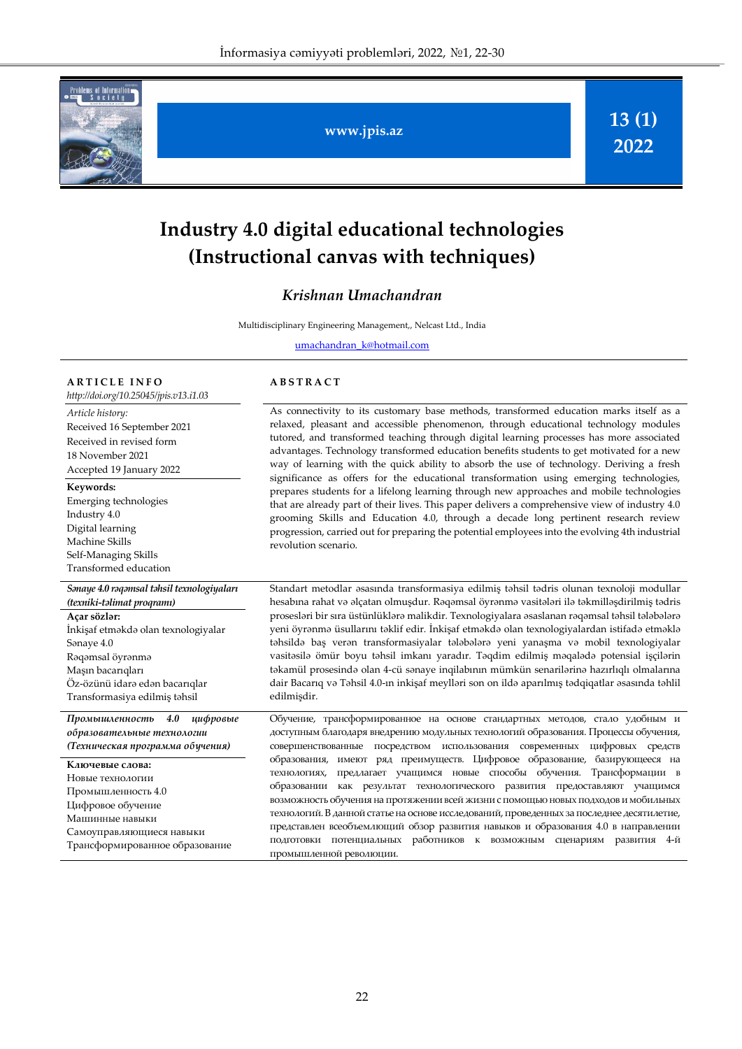# Industry 4.0 digital educational technologies (Instructional canvas with techniques)

### *Krishnan Umachandran*

Multidisciplinary Engineering Management,, Nelcast Ltd., India

umachandran_k@hotmail.com

**ARTICLE INFO**

*http://doi.org/10.25045/jpis.v13.i1.03*

*Article history:*
Received 16 September 2021
Received in revised form
18 November 2021
Accepted 19 January 2022

**Keywords:**
Emerging technologies
Industry 4.0
Digital learning
Machine Skills
Self-Managing Skills
Transformed education

**ABSTRACT**

As connectivity to its customary base methods, transformed education marks itself as a relaxed, pleasant and accessible phenomenon, through educational technology modules tutored, and transformed teaching through digital learning processes has more associated advantages. Technology transformed education benefits students to get motivated for a new way of learning with the quick ability to absorb the use of technology. Deriving a fresh significance as offers for the educational transformation using emerging technologies, prepares students for a lifelong learning through new approaches and mobile technologies that are already part of their lives. This paper delivers a comprehensive view of industry 4.0 grooming Skills and Education 4.0, through a decade long pertinent research review progression, carried out for preparing the potential employees into the evolving 4th industrial revolution scenario.

***Sənaye 4.0 rəqəmsal təhsil texnologiyaları (texniki-təlimat proqramı)***

**Açar sözlər:**
İnkişaf etməkdə olan texnologiyalar
Sənaye 4.0
Rəqəmsal öyrənmə
Maşın bacarıqları
Öz-özünü idarə edən bacarıqlar
Transformasiya edilmiş təhsil

Standart metodlar əsasında transformasiya edilmiş təhsil tədris olunan texnoloji modullar hesabına rahat və əlçatan olmuşdur. Rəqəmsal öyrənmə vasitələri ilə təkmilləşdirilmiş tədris prosesləri bir sıra üstünlüklərə malikdir. Texnologiyalara əsaslanan rəqəmsal təhsil tələbələrə yeni öyrənmə üsullarını təklif edir. İnkişaf etməkdə olan texnologiyalardan istifadə etməklə təhsildə baş verən transformasiyalar tələbələrə yeni yanaşma və mobil texnologiyalar vasitəsilə ömür boyu təhsil imkanı yaradır. Təqdim edilmiş məqalədə potensial işçilərin təkamül prosesində olan 4-cü sənaye inqilabının mümkün senarilərinə hazırlıqlı olmalarına dair Bacarıq və Təhsil 4.0-ın inkişaf meylləri son on ildə aparılmış tədqiqatlar əsasında təhlil edilmişdir.

***Промышленность 4.0 цифровые образовательные технологии (Техническая программа обучения)***

**Ключевые слова:**
Новые технологии
Промышленность 4.0
Цифровое обучение
Машинные навыки
Самоуправляющиеся навыки
Трансформированное образование

Обучение, трансформированное на основе стандартных методов, стало удобным и доступным благодаря внедрению модульных технологий образования. Процессы обучения, совершенствованные посредством использования современных цифровых средств образования, имеют ряд преимуществ. Цифровое образование, базирующееся на технологиях, предлагает учащимся новые способы обучения. Трансформации в образовании как результат технологического развития предоставляют учащимся возможность обучения на протяжении всей жизни с помощью новых подходов и мобильных технологий. В данной статье на основе исследований, проведенных за последнее десятилетие, представлен всеобъемлющий обзор развития навыков и образования 4.0 в направлении подготовки потенциальных работников к возможным сценариям развития 4-й промышленной революции.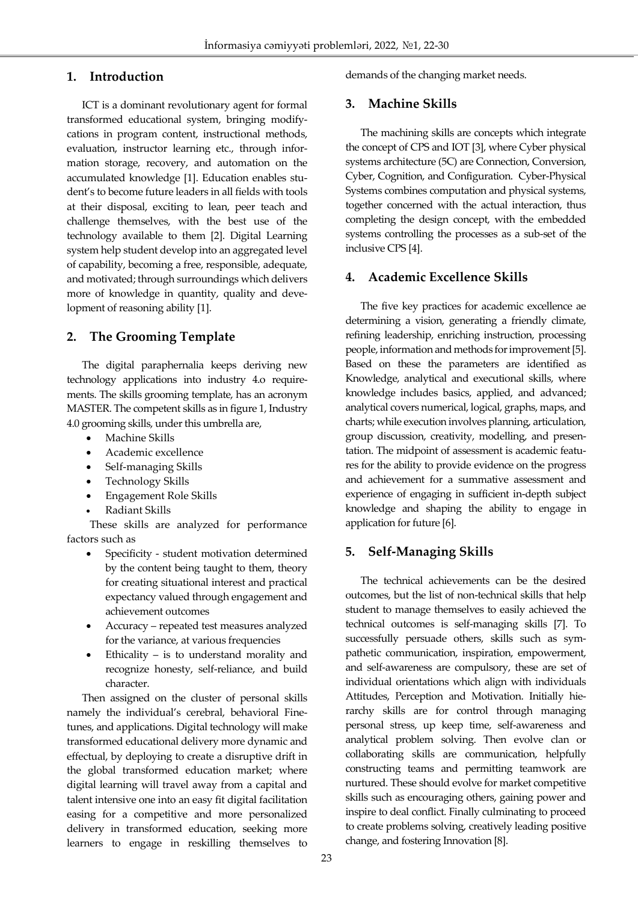## 1. Introduction

ICT is a dominant revolutionary agent for formal transformed educational system, bringing modifycations in program content, instructional methods, evaluation, instructor learning etc., through information storage, recovery, and automation on the accumulated knowledge [1]. Education enables student's to become future leaders in all fields with tools at their disposal, exciting to lean, peer teach and challenge themselves, with the best use of the technology available to them [2]. Digital Learning system help student develop into an aggregated level of capability, becoming a free, responsible, adequate, and motivated; through surroundings which delivers more of knowledge in quantity, quality and development of reasoning ability [1].

## 2. The Grooming Template

The digital paraphernalia keeps deriving new technology applications into industry 4.o requirements. The skills grooming template, has an acronym MASTER. The competent skills as in figure 1, Industry 4.0 grooming skills, under this umbrella are,

- Machine Skills
- Academic excellence
- Self-managing Skills
- Technology Skills
- Engagement Role Skills
- Radiant Skills

These skills are analyzed for performance factors such as

- Specificity - student motivation determined by the content being taught to them, theory for creating situational interest and practical expectancy valued through engagement and achievement outcomes
- Accuracy – repeated test measures analyzed for the variance, at various frequencies
- Ethicality – is to understand morality and recognize honesty, self-reliance, and build character.

Then assigned on the cluster of personal skills namely the individual's cerebral, behavioral Fine-tunes, and applications. Digital technology will make transformed educational delivery more dynamic and effectual, by deploying to create a disruptive drift in the global transformed education market; where digital learning will travel away from a capital and talent intensive one into an easy fit digital facilitation easing for a competitive and more personalized delivery in transformed education, seeking more learners to engage in reskilling themselves to demands of the changing market needs.

## 3. Machine Skills

The machining skills are concepts which integrate the concept of CPS and IOT [3], where Cyber physical systems architecture (5C) are Connection, Conversion, Cyber, Cognition, and Configuration. Cyber-Physical Systems combines computation and physical systems, together concerned with the actual interaction, thus completing the design concept, with the embedded systems controlling the processes as a sub-set of the inclusive CPS [4].

## 4. Academic Excellence Skills

The five key practices for academic excellence ae determining a vision, generating a friendly climate, refining leadership, enriching instruction, processing people, information and methods for improvement [5]. Based on these the parameters are identified as Knowledge, analytical and executional skills, where knowledge includes basics, applied, and advanced; analytical covers numerical, logical, graphs, maps, and charts; while execution involves planning, articulation, group discussion, creativity, modelling, and presentation. The midpoint of assessment is academic features for the ability to provide evidence on the progress and achievement for a summative assessment and experience of engaging in sufficient in-depth subject knowledge and shaping the ability to engage in application for future [6].

## 5. Self-Managing Skills

The technical achievements can be the desired outcomes, but the list of non-technical skills that help student to manage themselves to easily achieved the technical outcomes is self-managing skills [7]. To successfully persuade others, skills such as sympathetic communication, inspiration, empowerment, and self-awareness are compulsory, these are set of individual orientations which align with individuals Attitudes, Perception and Motivation. Initially hierarchy skills are for control through managing personal stress, up keep time, self-awareness and analytical problem solving. Then evolve clan or collaborating skills are communication, helpfully constructing teams and permitting teamwork are nurtured. These should evolve for market competitive skills such as encouraging others, gaining power and inspire to deal conflict. Finally culminating to proceed to create problems solving, creatively leading positive change, and fostering Innovation [8].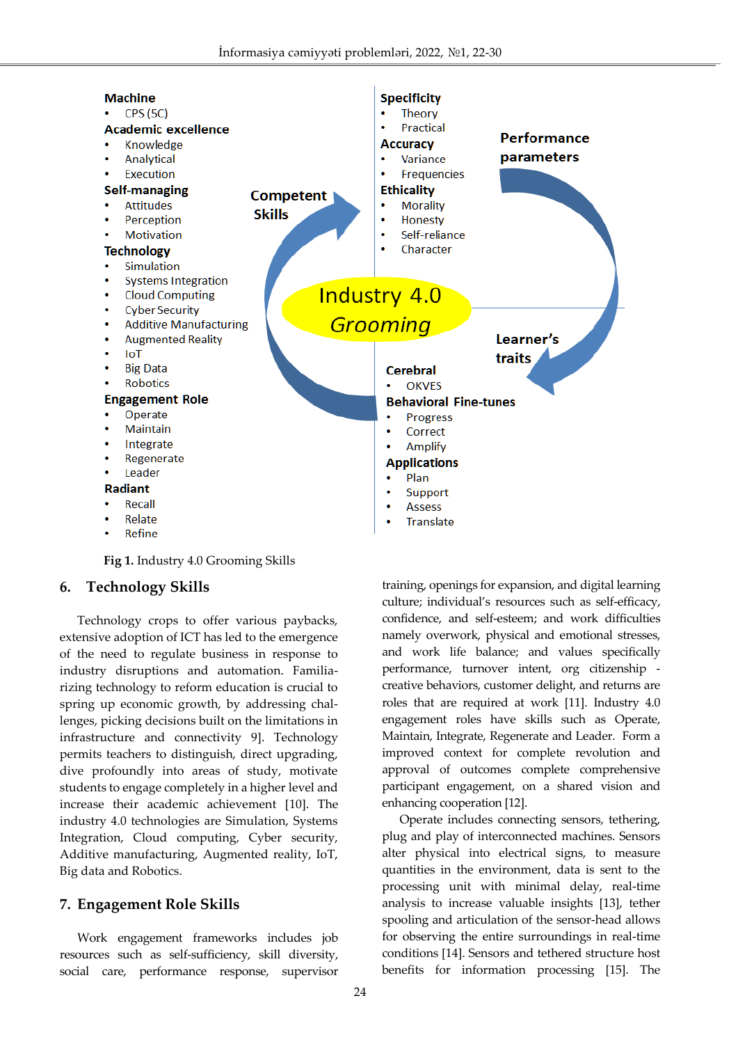Machine
- CPS (5C)

Academic excellence
- Knowledge
- Analytical
- Execution

Self-managing
- Attitudes
- Perception
- Motivation

Technology
- Simulation
- Systems Integration
- Cloud Computing
- Cyber Security
- Additive Manufacturing
- Augmented Reality
- IoT
- Big Data
- Robotics

Engagement Role
- Operate
- Maintain
- Integrate
- Regenerate
- Leader

Radiant
- Recall
- Relate
- Refine

Competent Skills

Specificity
- Theory
- Practical

Accuracy
- Variance
- Frequencies

Ethicality
- Morality
- Honesty
- Self-reliance
- Character

Performance parameters

Industry 4.0 Grooming

Learner's traits

Cerebral
- OKVES

Behavioral Fine-tunes
- Progress
- Correct
- Amplify

Applications
- Plan
- Support
- Assess
- Translate

**Fig 1.** Industry 4.0 Grooming Skills

## 6. Technology Skills

Technology crops to offer various paybacks, extensive adoption of ICT has led to the emergence of the need to regulate business in response to industry disruptions and automation. Familiarizing technology to reform education is crucial to spring up economic growth, by addressing challenges, picking decisions built on the limitations in infrastructure and connectivity 9]. Technology permits teachers to distinguish, direct upgrading, dive profoundly into areas of study, motivate students to engage completely in a higher level and increase their academic achievement [10]. The industry 4.0 technologies are Simulation, Systems Integration, Cloud computing, Cyber security, Additive manufacturing, Augmented reality, IoT, Big data and Robotics.

## 7. Engagement Role Skills

Work engagement frameworks includes job resources such as self-sufficiency, skill diversity, social care, performance response, supervisor training, openings for expansion, and digital learning culture; individual's resources such as self-efficacy, confidence, and self-esteem; and work difficulties namely overwork, physical and emotional stresses, and work life balance; and values specifically performance, turnover intent, org citizenship - creative behaviors, customer delight, and returns are roles that are required at work [11]. Industry 4.0 engagement roles have skills such as Operate, Maintain, Integrate, Regenerate and Leader. Form a improved context for complete revolution and approval of outcomes complete comprehensive participant engagement, on a shared vision and enhancing cooperation [12].

Operate includes connecting sensors, tethering, plug and play of interconnected machines. Sensors alter physical into electrical signs, to measure quantities in the environment, data is sent to the processing unit with minimal delay, real-time analysis to increase valuable insights [13], tether spooling and articulation of the sensor-head allows for observing the entire surroundings in real-time conditions [14]. Sensors and tethered structure host benefits for information processing [15]. The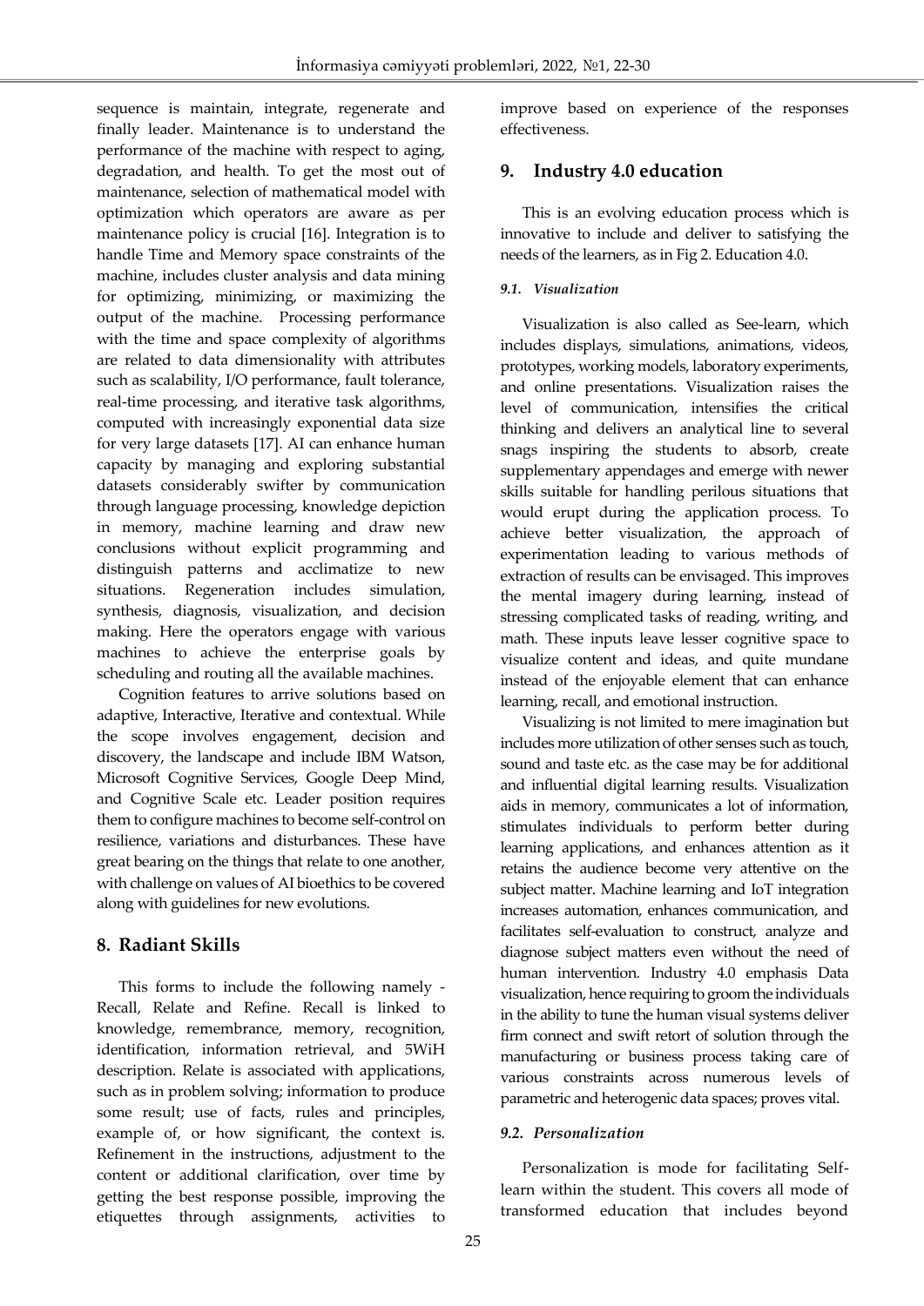sequence is maintain, integrate, regenerate and finally leader. Maintenance is to understand the performance of the machine with respect to aging, degradation, and health. To get the most out of maintenance, selection of mathematical model with optimization which operators are aware as per maintenance policy is crucial [16]. Integration is to handle Time and Memory space constraints of the machine, includes cluster analysis and data mining for optimizing, minimizing, or maximizing the output of the machine. Processing performance with the time and space complexity of algorithms are related to data dimensionality with attributes such as scalability, I/O performance, fault tolerance, real-time processing, and iterative task algorithms, computed with increasingly exponential data size for very large datasets [17]. AI can enhance human capacity by managing and exploring substantial datasets considerably swifter by communication through language processing, knowledge depiction in memory, machine learning and draw new conclusions without explicit programming and distinguish patterns and acclimatize to new situations. Regeneration includes simulation, synthesis, diagnosis, visualization, and decision making. Here the operators engage with various machines to achieve the enterprise goals by scheduling and routing all the available machines.

Cognition features to arrive solutions based on adaptive, Interactive, Iterative and contextual. While the scope involves engagement, decision and discovery, the landscape and include IBM Watson, Microsoft Cognitive Services, Google Deep Mind, and Cognitive Scale etc. Leader position requires them to configure machines to become self-control on resilience, variations and disturbances. These have great bearing on the things that relate to one another, with challenge on values of AI bioethics to be covered along with guidelines for new evolutions.

## 8. Radiant Skills

This forms to include the following namely - Recall, Relate and Refine. Recall is linked to knowledge, remembrance, memory, recognition, identification, information retrieval, and 5WiH description. Relate is associated with applications, such as in problem solving; information to produce some result; use of facts, rules and principles, example of, or how significant, the context is. Refinement in the instructions, adjustment to the content or additional clarification, over time by getting the best response possible, improving the etiquettes through assignments, activities to improve based on experience of the responses effectiveness.

## 9. Industry 4.0 education

This is an evolving education process which is innovative to include and deliver to satisfying the needs of the learners, as in Fig 2. Education 4.0.

### *9.1. Visualization*

Visualization is also called as See-learn, which includes displays, simulations, animations, videos, prototypes, working models, laboratory experiments, and online presentations. Visualization raises the level of communication, intensifies the critical thinking and delivers an analytical line to several snags inspiring the students to absorb, create supplementary appendages and emerge with newer skills suitable for handling perilous situations that would erupt during the application process. To achieve better visualization, the approach of experimentation leading to various methods of extraction of results can be envisaged. This improves the mental imagery during learning, instead of stressing complicated tasks of reading, writing, and math. These inputs leave lesser cognitive space to visualize content and ideas, and quite mundane instead of the enjoyable element that can enhance learning, recall, and emotional instruction.

Visualizing is not limited to mere imagination but includes more utilization of other senses such as touch, sound and taste etc. as the case may be for additional and influential digital learning results. Visualization aids in memory, communicates a lot of information, stimulates individuals to perform better during learning applications, and enhances attention as it retains the audience become very attentive on the subject matter. Machine learning and IoT integration increases automation, enhances communication, and facilitates self-evaluation to construct, analyze and diagnose subject matters even without the need of human intervention. Industry 4.0 emphasis Data visualization, hence requiring to groom the individuals in the ability to tune the human visual systems deliver firm connect and swift retort of solution through the manufacturing or business process taking care of various constraints across numerous levels of parametric and heterogenic data spaces; proves vital.

### *9.2. Personalization*

Personalization is mode for facilitating Self-learn within the student. This covers all mode of transformed education that includes beyond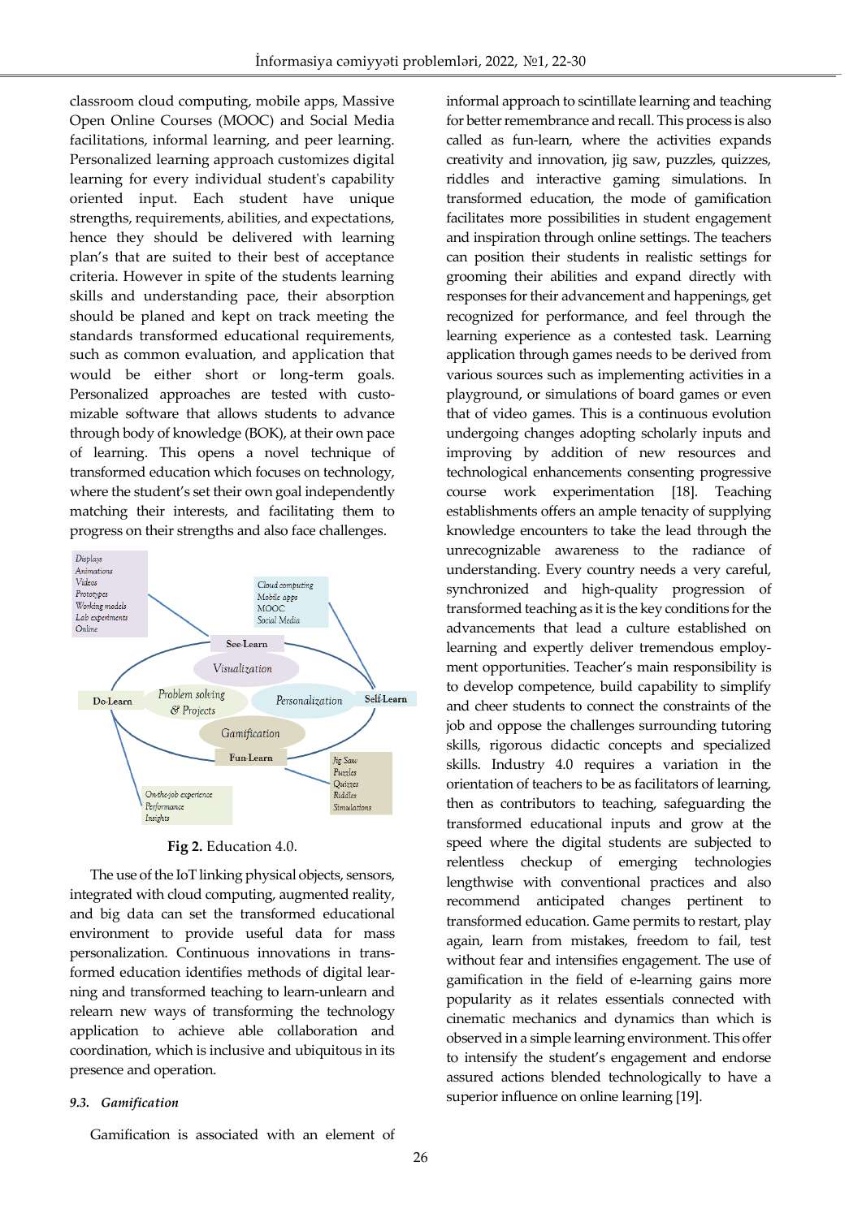classroom cloud computing, mobile apps, Massive Open Online Courses (MOOC) and Social Media facilitations, informal learning, and peer learning. Personalized learning approach customizes digital learning for every individual student's capability oriented input. Each student have unique strengths, requirements, abilities, and expectations, hence they should be delivered with learning plan's that are suited to their best of acceptance criteria. However in spite of the students learning skills and understanding pace, their absorption should be planed and kept on track meeting the standards transformed educational requirements, such as common evaluation, and application that would be either short or long-term goals. Personalized approaches are tested with customizable software that allows students to advance through body of knowledge (BOK), at their own pace of learning. This opens a novel technique of transformed education which focuses on technology, where the student's set their own goal independently matching their interests, and facilitating them to progress on their strengths and also face challenges.

Displays
Animations
Videos
Prototypes
Working models
Lab experiments
Online

Cloud computing
Mobile apps
MOOC
Social Media

See-Learn

Visualization

Do-Learn

Problem solving & Projects

Personalization

Self-Learn

Gamification

Fun-Learn

Jig Saw
Puzzles
Quizzes
Riddles
Simulations

On-the-job experience
Performance
Insights

**Fig 2.** Education 4.0.

The use of the IoT linking physical objects, sensors, integrated with cloud computing, augmented reality, and big data can set the transformed educational environment to provide useful data for mass personalization. Continuous innovations in transformed education identifies methods of digital learning and transformed teaching to learn-unlearn and relearn new ways of transforming the technology application to achieve able collaboration and coordination, which is inclusive and ubiquitous in its presence and operation.

### *9.3. Gamification*

Gamification is associated with an element of informal approach to scintillate learning and teaching for better remembrance and recall. This process is also called as fun-learn, where the activities expands creativity and innovation, jig saw, puzzles, quizzes, riddles and interactive gaming simulations. In transformed education, the mode of gamification facilitates more possibilities in student engagement and inspiration through online settings. The teachers can position their students in realistic settings for grooming their abilities and expand directly with responses for their advancement and happenings, get recognized for performance, and feel through the learning experience as a contested task. Learning application through games needs to be derived from various sources such as implementing activities in a playground, or simulations of board games or even that of video games. This is a continuous evolution undergoing changes adopting scholarly inputs and improving by addition of new resources and technological enhancements consenting progressive course work experimentation [18]. Teaching establishments offers an ample tenacity of supplying knowledge encounters to take the lead through the unrecognizable awareness to the radiance of understanding. Every country needs a very careful, synchronized and high-quality progression of transformed teaching as it is the key conditions for the advancements that lead a culture established on learning and expertly deliver tremendous employment opportunities. Teacher's main responsibility is to develop competence, build capability to simplify and cheer students to connect the constraints of the job and oppose the challenges surrounding tutoring skills, rigorous didactic concepts and specialized skills. Industry 4.0 requires a variation in the orientation of teachers to be as facilitators of learning, then as contributors to teaching, safeguarding the transformed educational inputs and grow at the speed where the digital students are subjected to relentless checkup of emerging technologies lengthwise with conventional practices and also recommend anticipated changes pertinent to transformed education. Game permits to restart, play again, learn from mistakes, freedom to fail, test without fear and intensifies engagement. The use of gamification in the field of e-learning gains more popularity as it relates essentials connected with cinematic mechanics and dynamics than which is observed in a simple learning environment. This offer to intensify the student's engagement and endorse assured actions blended technologically to have a superior influence on online learning [19].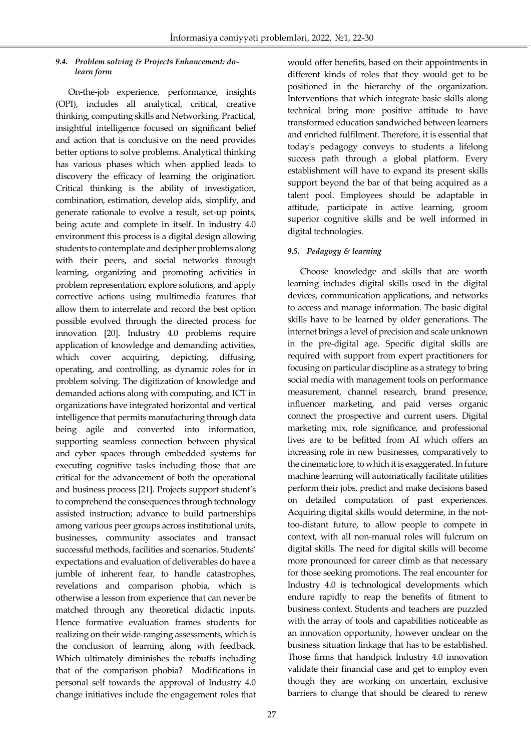### 9.4. *Problem solving & Projects Enhancement: do-learn form*

On-the-job experience, performance, insights (OPI), includes all analytical, critical, creative thinking, computing skills and Networking. Practical, insightful intelligence focused on significant belief and action that is conclusive on the need provides better options to solve problems. Analytical thinking has various phases which when applied leads to discovery the efficacy of learning the origination. Critical thinking is the ability of investigation, combination, estimation, develop aids, simplify, and generate rationale to evolve a result, set-up points, being acute and complete in itself. In industry 4.0 environment this process is a digital design allowing students to contemplate and decipher problems along with their peers, and social networks through learning, organizing and promoting activities in problem representation, explore solutions, and apply corrective actions using multimedia features that allow them to interrelate and record the best option possible evolved through the directed process for innovation [20]. Industry 4.0 problems require application of knowledge and demanding activities, which cover acquiring, depicting, diffusing, operating, and controlling, as dynamic roles for in problem solving. The digitization of knowledge and demanded actions along with computing, and ICT in organizations have integrated horizontal and vertical intelligence that permits manufacturing through data being agile and converted into information, supporting seamless connection between physical and cyber spaces through embedded systems for executing cognitive tasks including those that are critical for the advancement of both the operational and business process [21]. Projects support student's to comprehend the consequences through technology assisted instruction; advance to build partnerships among various peer groups across institutional units, businesses, community associates and transact successful methods, facilities and scenarios. Students' expectations and evaluation of deliverables do have a jumble of inherent fear, to handle catastrophes, revelations and comparison phobia, which is otherwise a lesson from experience that can never be matched through any theoretical didactic inputs. Hence formative evaluation frames students for realizing on their wide-ranging assessments, which is the conclusion of learning along with feedback. Which ultimately diminishes the rebuffs including that of the comparison phobia? Modifications in personal self towards the approval of Industry 4.0 change initiatives include the engagement roles that would offer benefits, based on their appointments in different kinds of roles that they would get to be positioned in the hierarchy of the organization. Interventions that which integrate basic skills along technical bring more positive attitude to have transformed education sandwiched between learners and enriched fulfilment. Therefore, it is essential that today's pedagogy conveys to students a lifelong success path through a global platform. Every establishment will have to expand its present skills support beyond the bar of that being acquired as a talent pool. Employees should be adaptable in attitude, participate in active learning, groom superior cognitive skills and be well informed in digital technologies.

### 9.5. *Pedagogy & learning*

Choose knowledge and skills that are worth learning includes digital skills used in the digital devices, communication applications, and networks to access and manage information. The basic digital skills have to be learned by older generations. The internet brings a level of precision and scale unknown in the pre-digital age. Specific digital skills are required with support from expert practitioners for focusing on particular discipline as a strategy to bring social media with management tools on performance measurement, channel research, brand presence, influencer marketing, and paid verses organic connect the prospective and current users. Digital marketing mix, role significance, and professional lives are to be befitted from AI which offers an increasing role in new businesses, comparatively to the cinematic lore, to which it is exaggerated. In future machine learning will automatically facilitate utilities perform their jobs, predict and make decisions based on detailed computation of past experiences. Acquiring digital skills would determine, in the not-too-distant future, to allow people to compete in context, with all non-manual roles will fulcrum on digital skills. The need for digital skills will become more pronounced for career climb as that necessary for those seeking promotions. The real encounter for Industry 4.0 is technological developments which endure rapidly to reap the benefits of fitment to business context. Students and teachers are puzzled with the array of tools and capabilities noticeable as an innovation opportunity, however unclear on the business situation linkage that has to be established. Those firms that handpick Industry 4.0 innovation validate their financial case and get to employ even though they are working on uncertain, exclusive barriers to change that should be cleared to renew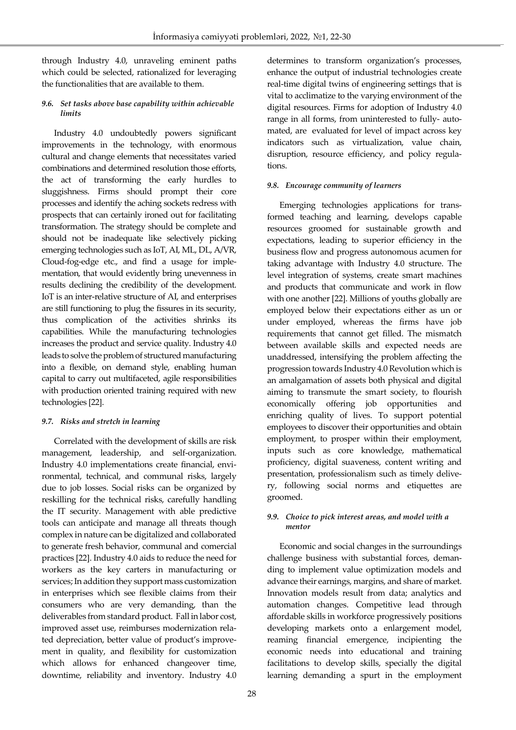through Industry 4.0, unraveling eminent paths which could be selected, rationalized for leveraging the functionalities that are available to them.

#### *9.6. Set tasks above base capability within achievable limits*

Industry 4.0 undoubtedly powers significant improvements in the technology, with enormous cultural and change elements that necessitates varied combinations and determined resolution those efforts, the act of transforming the early hurdles to sluggishness. Firms should prompt their core processes and identify the aching sockets redress with prospects that can certainly ironed out for facilitating transformation. The strategy should be complete and should not be inadequate like selectively picking emerging technologies such as IoT, AI, ML, DL, A/VR, Cloud-fog-edge etc., and find a usage for implementation, that would evidently bring unevenness in results declining the credibility of the development. IoT is an inter-relative structure of AI, and enterprises are still functioning to plug the fissures in its security, thus complication of the activities shrinks its capabilities. While the manufacturing technologies increases the product and service quality. Industry 4.0 leads to solve the problem of structured manufacturing into a flexible, on demand style, enabling human capital to carry out multifaceted, agile responsibilities with production oriented training required with new technologies [22].

#### *9.7. Risks and stretch in learning*

Correlated with the development of skills are risk management, leadership, and self-organization. Industry 4.0 implementations create financial, environmental, technical, and communal risks, largely due to job losses. Social risks can be organized by reskilling for the technical risks, carefully handling the IT security. Management with able predictive tools can anticipate and manage all threats though complex in nature can be digitalized and collaborated to generate fresh behavior, communal and comercial practices [22]. Industry 4.0 aids to reduce the need for workers as the key carters in manufacturing or services; In addition they support mass customization in enterprises which see flexible claims from their consumers who are very demanding, than the deliverables from standard product. Fall in labor cost, improved asset use, reimburses modernization related depreciation, better value of product's improvement in quality, and flexibility for customization which allows for enhanced changeover time, downtime, reliability and inventory. Industry 4.0 determines to transform organization's processes, enhance the output of industrial technologies create real-time digital twins of engineering settings that is vital to acclimatize to the varying environment of the digital resources. Firms for adoption of Industry 4.0 range in all forms, from uninterested to fully- automated, are evaluated for level of impact across key indicators such as virtualization, value chain, disruption, resource efficiency, and policy regulations.

#### *9.8. Encourage community of learners*

Emerging technologies applications for transformed teaching and learning, develops capable resources groomed for sustainable growth and expectations, leading to superior efficiency in the business flow and progress autonomous acumen for taking advantage with Industry 4.0 structure. The level integration of systems, create smart machines and products that communicate and work in flow with one another [22]. Millions of youths globally are employed below their expectations either as un or under employed, whereas the firms have job requirements that cannot get filled. The mismatch between available skills and expected needs are unaddressed, intensifying the problem affecting the progression towards Industry 4.0 Revolution which is an amalgamation of assets both physical and digital aiming to transmute the smart society, to flourish economically offering job opportunities and enriching quality of lives. To support potential employees to discover their opportunities and obtain employment, to prosper within their employment, inputs such as core knowledge, mathematical proficiency, digital suaveness, content writing and presentation, professionalism such as timely delivery, following social norms and etiquettes are groomed.

#### *9.9. Choice to pick interest areas, and model with a mentor*

Economic and social changes in the surroundings challenge business with substantial forces, demanding to implement value optimization models and advance their earnings, margins, and share of market. Innovation models result from data; analytics and automation changes. Competitive lead through affordable skills in workforce progressively positions developing markets onto a enlargement model, reaming financial emergence, incipienting the economic needs into educational and training facilitations to develop skills, specially the digital learning demanding a spurt in the employment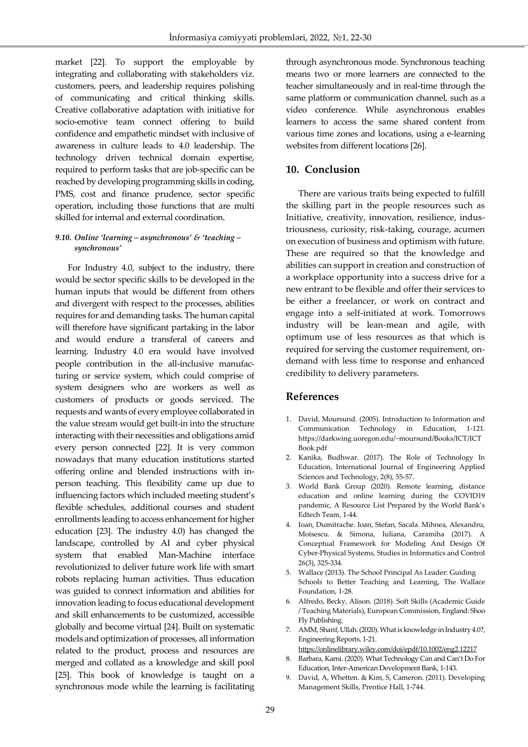market [22]. To support the employable by integrating and collaborating with stakeholders viz. customers, peers, and leadership requires polishing of communicating and critical thinking skills. Creative collaborative adaptation with initiative for socio-emotive team connect offering to build confidence and empathetic mindset with inclusive of awareness in culture leads to 4.0 leadership. The technology driven technical domain expertise, required to perform tasks that are job-specific can be reached by developing programming skills in coding, PMS, cost and finance prudence, sector specific operation, including those functions that are multi skilled for internal and external coordination.

#### *9.10. Online 'learning – asynchronous' & 'teaching – synchronous'*

For Industry 4.0, subject to the industry, there would be sector specific skills to be developed in the human inputs that would be different from others and divergent with respect to the processes, abilities requires for and demanding tasks. The human capital will therefore have significant partaking in the labor and would endure a transferal of careers and learning. Industry 4.0 era would have involved people contribution in the all-inclusive manufacturing or service system, which could comprise of system designers who are workers as well as customers of products or goods serviced. The requests and wants of every employee collaborated in the value stream would get built-in into the structure interacting with their necessities and obligations amid every person connected [22]. It is very common nowadays that many education institutions started offering online and blended instructions with in-person teaching. This flexibility came up due to influencing factors which included meeting student's flexible schedules, additional courses and student enrollments leading to access enhancement for higher education [23]. The industry 4.0) has changed the landscape, controlled by AI and cyber physical system that enabled Man-Machine interface revolutionized to deliver future work life with smart robots replacing human activities. Thus education was guided to connect information and abilities for innovation leading to focus educational development and skill enhancements to be customized, accessible globally and become virtual [24]. Built on systematic models and optimization of processes, all information related to the product, process and resources are merged and collated as a knowledge and skill pool [25]. This book of knowledge is taught on a synchronous mode while the learning is facilitating through asynchronous mode. Synchronous teaching means two or more learners are connected to the teacher simultaneously and in real-time through the same platform or communication channel, such as a video conference. While asynchronous enables learners to access the same shared content from various time zones and locations, using a e-learning websites from different locations [26].

## 10. Conclusion

There are various traits being expected to fulfill the skilling part in the people resources such as Initiative, creativity, innovation, resilience, industriousness, curiosity, risk-taking, courage, acumen on execution of business and optimism with future. These are required so that the knowledge and abilities can support in creation and construction of a workplace opportunity into a success drive for a new entrant to be flexible and offer their services to be either a freelancer, or work on contract and engage into a self-initiated at work. Tomorrows industry will be lean-mean and agile, with optimum use of less resources as that which is required for serving the customer requirement, on-demand with less time to response and enhanced credibility to delivery parameters.

## References

1. David, Moursund. (2005). Introduction to Information and Communication Technology in Education, 1-121. https://darkwing.uoregon.edu/~moursund/Books/ICT/ICTBook.pdf
2. Kanika, Budhwar. (2017). The Role of Technology In Education, International Journal of Engineering Applied Sciences and Technology, 2(8), 55-57.
3. World Bank Group (2020). Remote learning, distance education and online learning during the COVID19 pandemic, A Resource List Prepared by the World Bank's Edtech Team, 1-44.
4. Ioan, Dumitrache. Ioan, Stefan, Sacala. Mihnea, Alexandru, Moisescu. & Simona, Iuliana, Caramiha (2017). A Conceptual Framework for Modeling And Design Of Cyber-Physical Systems, Studies in Informatics and Control 26(3), 325-334.
5. Wallace (2013). The School Principal As Leader: Guiding Schools to Better Teaching and Learning, The Wallace Foundation, 1-28.
6. Alfredo, Becky, Alison. (2018). Soft Skills (Academic Guide / Teaching Materials), European Commission, England: Shoo Fly Publishing.
7. AMM, Sharif, Ullah. (2020). What is knowledge in Industry 4.0?, Engineering Reports. 1-21. https://onlinelibrary.wiley.com/doi/epdf/10.1002/eng2.12217
8. Barbara, Karni. (2020). What Technology Can and Can't Do For Education, Inter-American Development Bank, 1-143.
9. David, A, Whetten. & Kim, S, Cameron. (2011). Developing Management Skills, Prentice Hall, 1-744.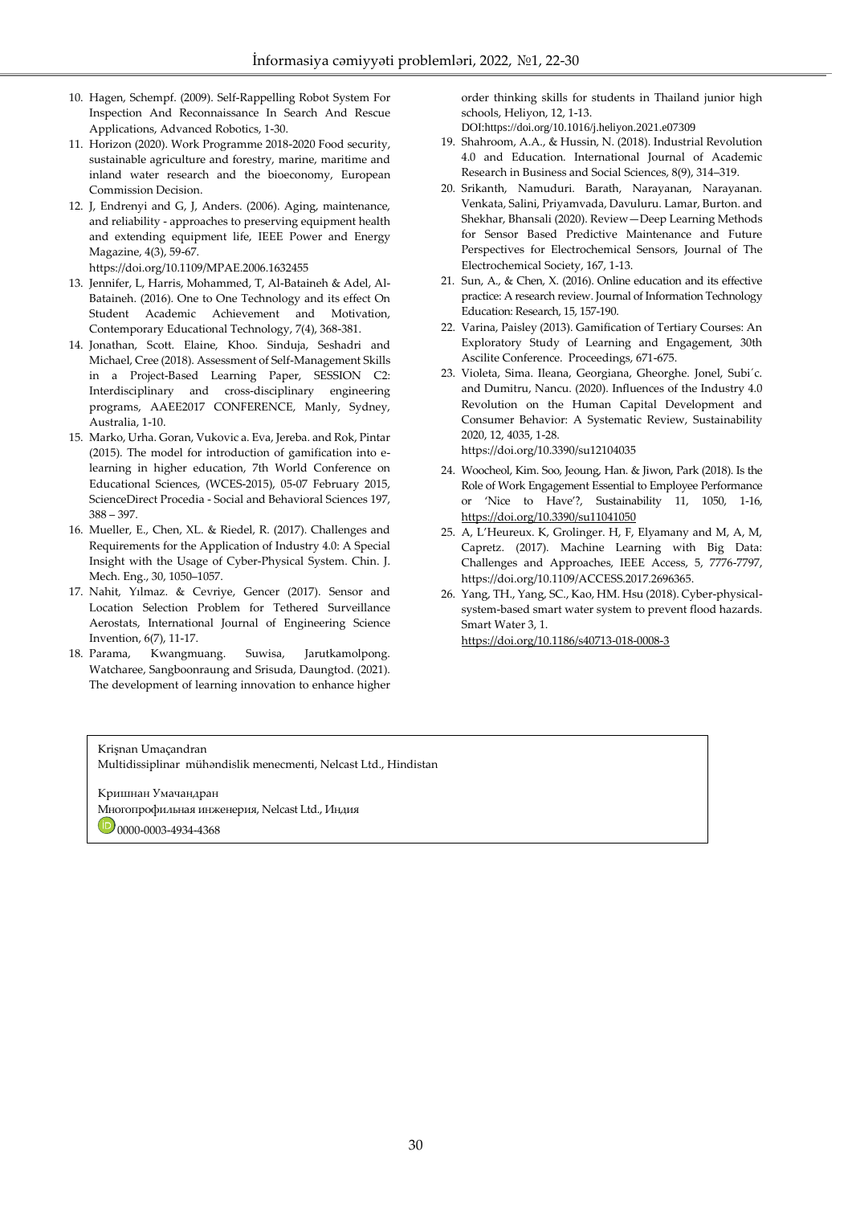10. Hagen, Schempf. (2009). Self-Rappelling Robot System For Inspection And Reconnaissance In Search And Rescue Applications, Advanced Robotics, 1-30.
11. Horizon (2020). Work Programme 2018-2020 Food security, sustainable agriculture and forestry, marine, maritime and inland water research and the bioeconomy, European Commission Decision.
12. J, Endrenyi and G, J, Anders. (2006). Aging, maintenance, and reliability - approaches to preserving equipment health and extending equipment life, IEEE Power and Energy Magazine, 4(3), 59-67. https://doi.org/10.1109/MPAE.2006.1632455
13. Jennifer, L, Harris, Mohammed, T, Al-Bataineh & Adel, Al-Bataineh. (2016). One to One Technology and its effect On Student Academic Achievement and Motivation, Contemporary Educational Technology, 7(4), 368-381.
14. Jonathan, Scott. Elaine, Khoo. Sinduja, Seshadri and Michael, Cree (2018). Assessment of Self-Management Skills in a Project-Based Learning Paper, SESSION C2: Interdisciplinary and cross-disciplinary engineering programs, AAEE2017 CONFERENCE, Manly, Sydney, Australia, 1-10.
15. Marko, Urha. Goran, Vukovic a. Eva, Jereba. and Rok, Pintar (2015). The model for introduction of gamification into e-learning in higher education, 7th World Conference on Educational Sciences, (WCES-2015), 05-07 February 2015, ScienceDirect Procedia - Social and Behavioral Sciences 197, 388 – 397.
16. Mueller, E., Chen, XL. & Riedel, R. (2017). Challenges and Requirements for the Application of Industry 4.0: A Special Insight with the Usage of Cyber-Physical System. Chin. J. Mech. Eng., 30, 1050–1057.
17. Nahit, Yılmaz. & Cevriye, Gencer (2017). Sensor and Location Selection Problem for Tethered Surveillance Aerostats, International Journal of Engineering Science Invention, 6(7), 11-17.
18. Parama, Kwangmuang. Suwisa, Jarutkamolpong. Watcharee, Sangboonraung and Srisuda, Daungtod. (2021). The development of learning innovation to enhance higher order thinking skills for students in Thailand junior high schools, Heliyon, 12, 1-13. DOI:https://doi.org/10.1016/j.heliyon.2021.e07309
19. Shahroom, A.A., & Hussin, N. (2018). Industrial Revolution 4.0 and Education. International Journal of Academic Research in Business and Social Sciences, 8(9), 314–319.
20. Srikanth, Namuduri. Barath, Narayanan, Narayanan. Venkata, Salini, Priyamvada, Davuluri. Lamar, Burton. and Shekhar, Bhansali (2020). Review—Deep Learning Methods for Sensor Based Predictive Maintenance and Future Perspectives for Electrochemical Sensors, Journal of The Electrochemical Society, 167, 1-13.
21. Sun, A., & Chen, X. (2016). Online education and its effective practice: A research review. Journal of Information Technology Education: Research, 15, 157-190.
22. Varina, Paisley (2013). Gamification of Tertiary Courses: An Exploratory Study of Learning and Engagement, 30th Ascilite Conference. Proceedings, 671-675.
23. Violeta, Sima. Ileana, Georgiana, Gheorghe. Jonel, Subi´c. and Dumitru, Nancu. (2020). Influences of the Industry 4.0 Revolution on the Human Capital Development and Consumer Behavior: A Systematic Review, Sustainability 2020, 12, 4035, 1-28. https://doi.org/10.3390/su12104035
24. Woocheol, Kim. Soo, Jeoung, Han. & Jiwon, Park (2018). Is the Role of Work Engagement Essential to Employee Performance or 'Nice to Have'?, Sustainability 11, 1050, 1-16, https://doi.org/10.3390/su11041050
25. A, L'Heureux. K, Grolinger. H, F, Elyamany and M, A, M, Capretz. (2017). Machine Learning with Big Data: Challenges and Approaches, IEEE Access, 5, 7776-7797, https://doi.org/10.1109/ACCESS.2017.2696365.
26. Yang, TH., Yang, SC., Kao, HM. Hsu (2018). Cyber-physical-system-based smart water system to prevent flood hazards. Smart Water 3, 1. https://doi.org/10.1186/s40713-018-0008-3

Krişnan Umaçandran
Multidissiplinar mühəndislik menecmenti, Nelcast Ltd., Hindistan

Кришнан Умачандран
Многопрофильная инженерия, Nelcast Ltd., Индия
0000-0003-4934-4368